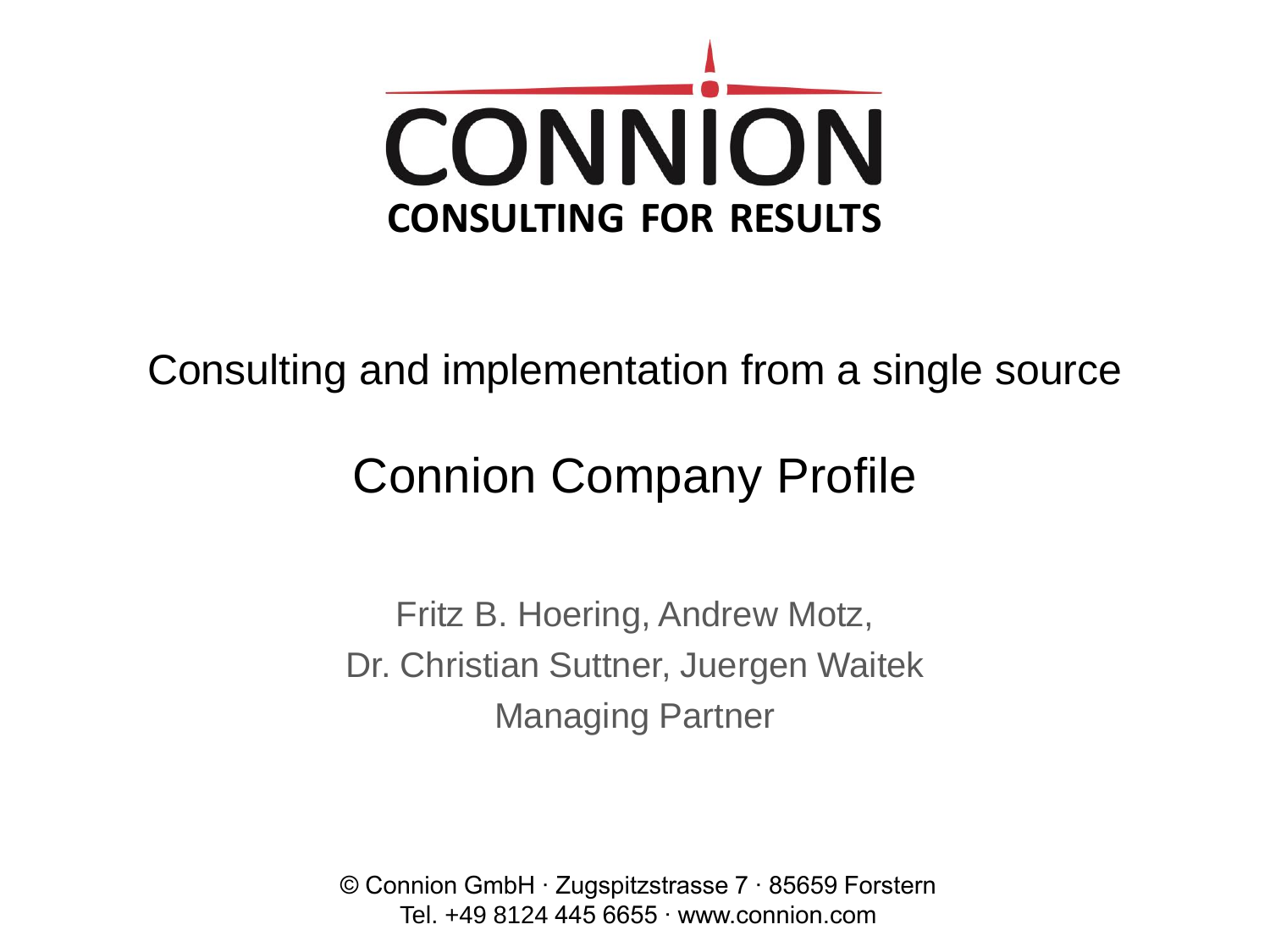# CONNION

**CONSULTING FOR RESULTS**

Consulting and implementation from a single source

## Connion Company Profile

Fritz B. Hoering, Andrew Motz,
Dr. Christian Suttner, Juergen Waitek
Managing Partner

© Connion GmbH · Zugspitzstrasse 7 · 85659 Forstern
Tel. +49 8124 445 6655 · www.connion.com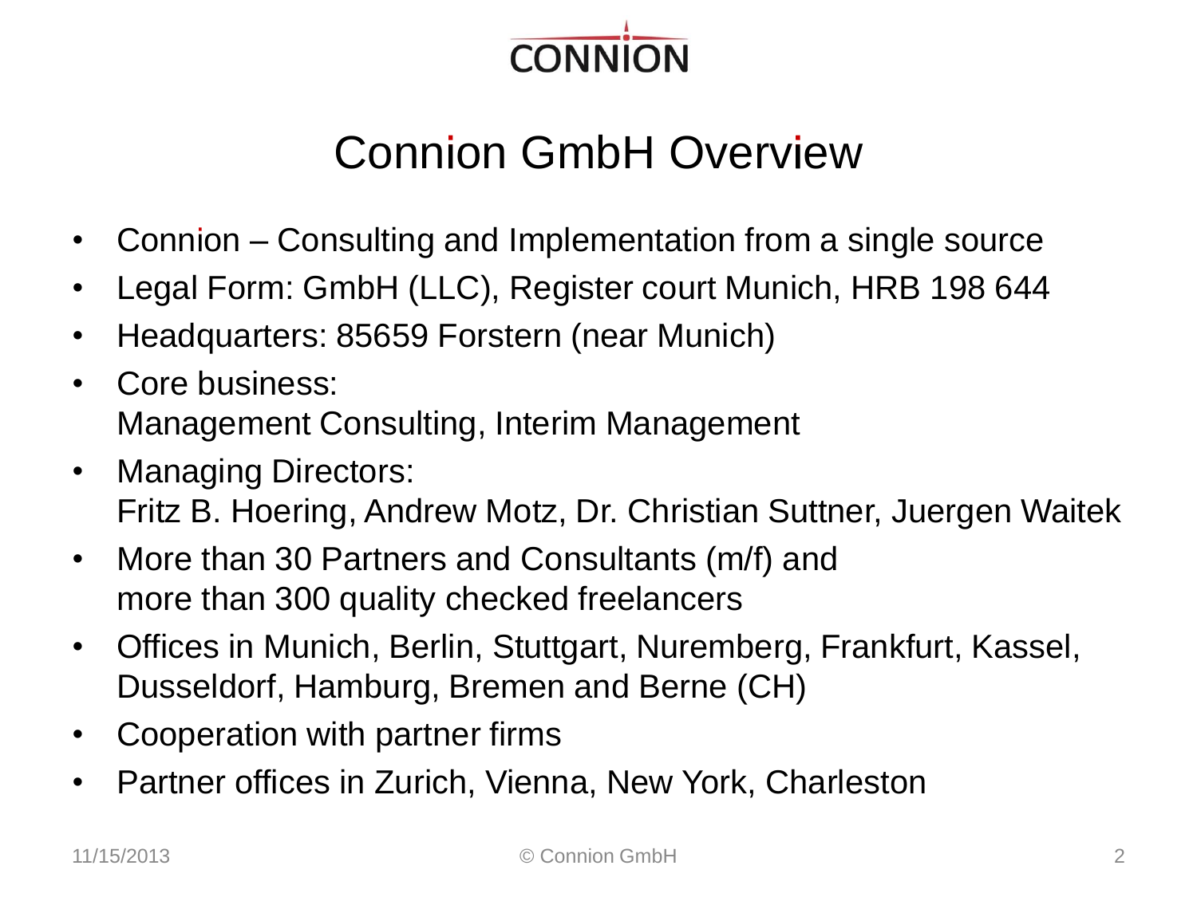CONNION

# Connion GmbH Overview

- Connion – Consulting and Implementation from a single source
- Legal Form: GmbH (LLC), Register court Munich, HRB 198 644
- Headquarters: 85659 Forstern (near Munich)
- Core business:
  Management Consulting, Interim Management
- Managing Directors:
  Fritz B. Hoering, Andrew Motz, Dr. Christian Suttner, Juergen Waitek
- More than 30 Partners and Consultants (m/f) and
  more than 300 quality checked freelancers
- Offices in Munich, Berlin, Stuttgart, Nuremberg, Frankfurt, Kassel, Dusseldorf, Hamburg, Bremen and Berne (CH)
- Cooperation with partner firms
- Partner offices in Zurich, Vienna, New York, Charleston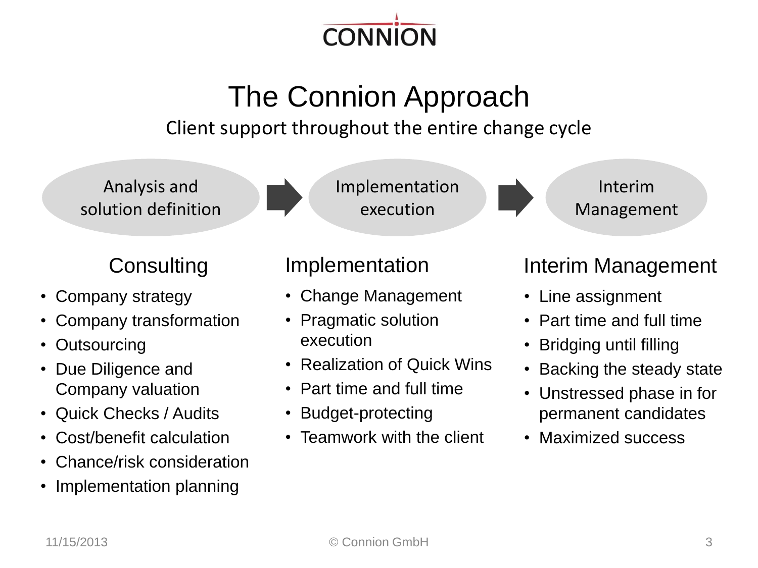CONNION

# The Connion Approach

Client support throughout the entire change cycle

Analysis and solution definition → Implementation execution → Interim Management

## Consulting

- Company strategy
- Company transformation
- Outsourcing
- Due Diligence and Company valuation
- Quick Checks / Audits
- Cost/benefit calculation
- Chance/risk consideration
- Implementation planning

## Implementation

- Change Management
- Pragmatic solution execution
- Realization of Quick Wins
- Part time and full time
- Budget-protecting
- Teamwork with the client

## Interim Management

- Line assignment
- Part time and full time
- Bridging until filling
- Backing the steady state
- Unstressed phase in for permanent candidates
- Maximized success

11/15/2013 © Connion GmbH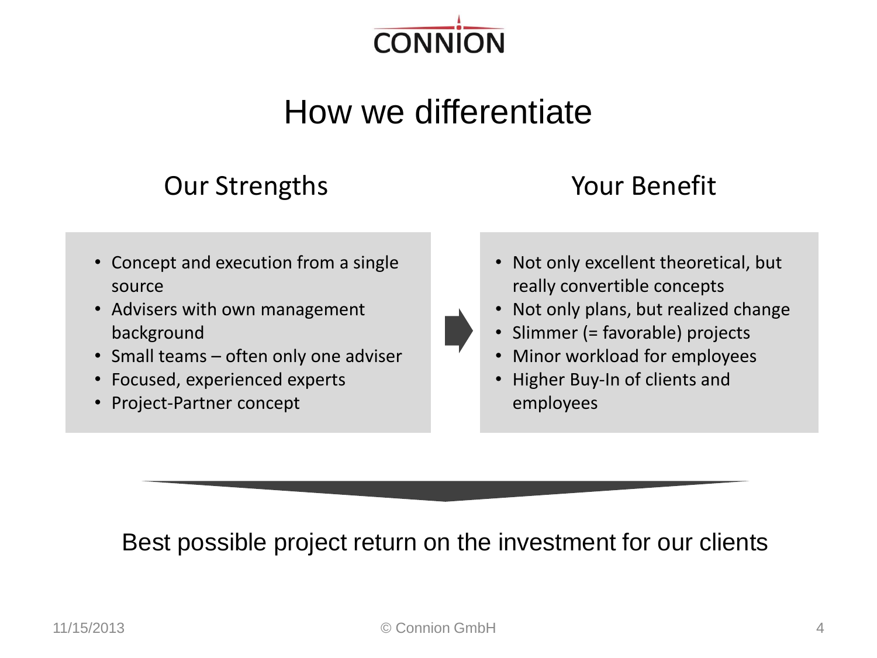CONNION

# How we differentiate

## Our Strengths

- Concept and execution from a single source
- Advisers with own management background
- Small teams – often only one adviser
- Focused, experienced experts
- Project-Partner concept

## Your Benefit

- Not only excellent theoretical, but really convertible concepts
- Not only plans, but realized change
- Slimmer (= favorable) projects
- Minor workload for employees
- Higher Buy-In of clients and employees

Best possible project return on the investment for our clients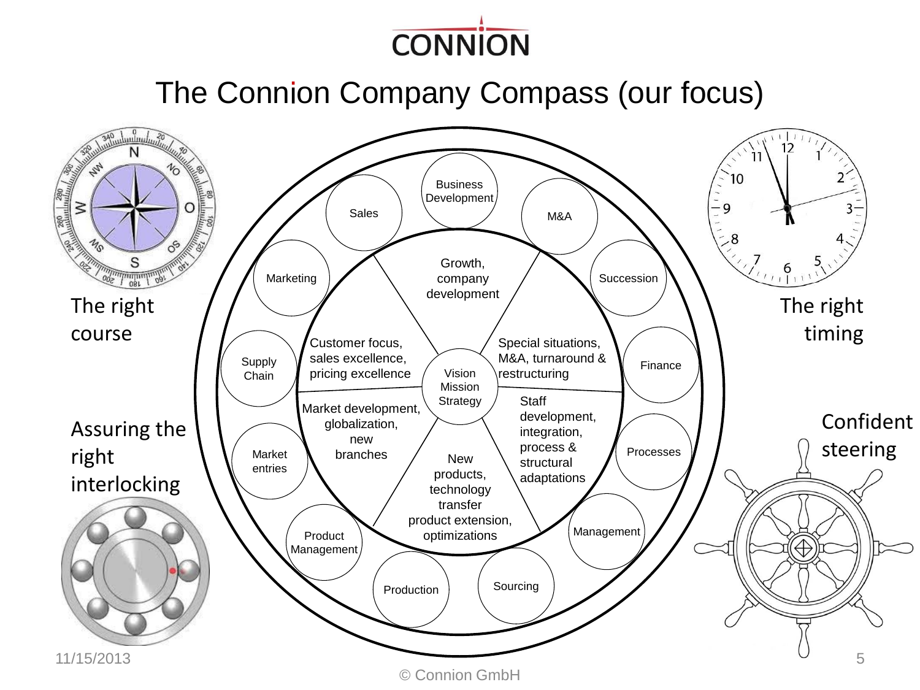# CONNION

## The Connion Company Compass (our focus)

The right course

The right timing

Assuring the right interlocking

Confident steering

**Center:** Vision Mission Strategy

**Inner segments:**

- Growth, company development
- Special situations, M&A, turnaround & restructuring
- Staff development, integration, process & structural adaptations
- New products, technology transfer product extension, optimizations
- Market development, globalization, new branches
- Customer focus, sales excellence, pricing excellence

**Outer ring:**

- Business Development
- M&A
- Succession
- Finance
- Processes
- Management
- Sourcing
- Production
- Product Management
- Market entries
- Supply Chain
- Marketing
- Sales

11/15/2013

© Connion GmbH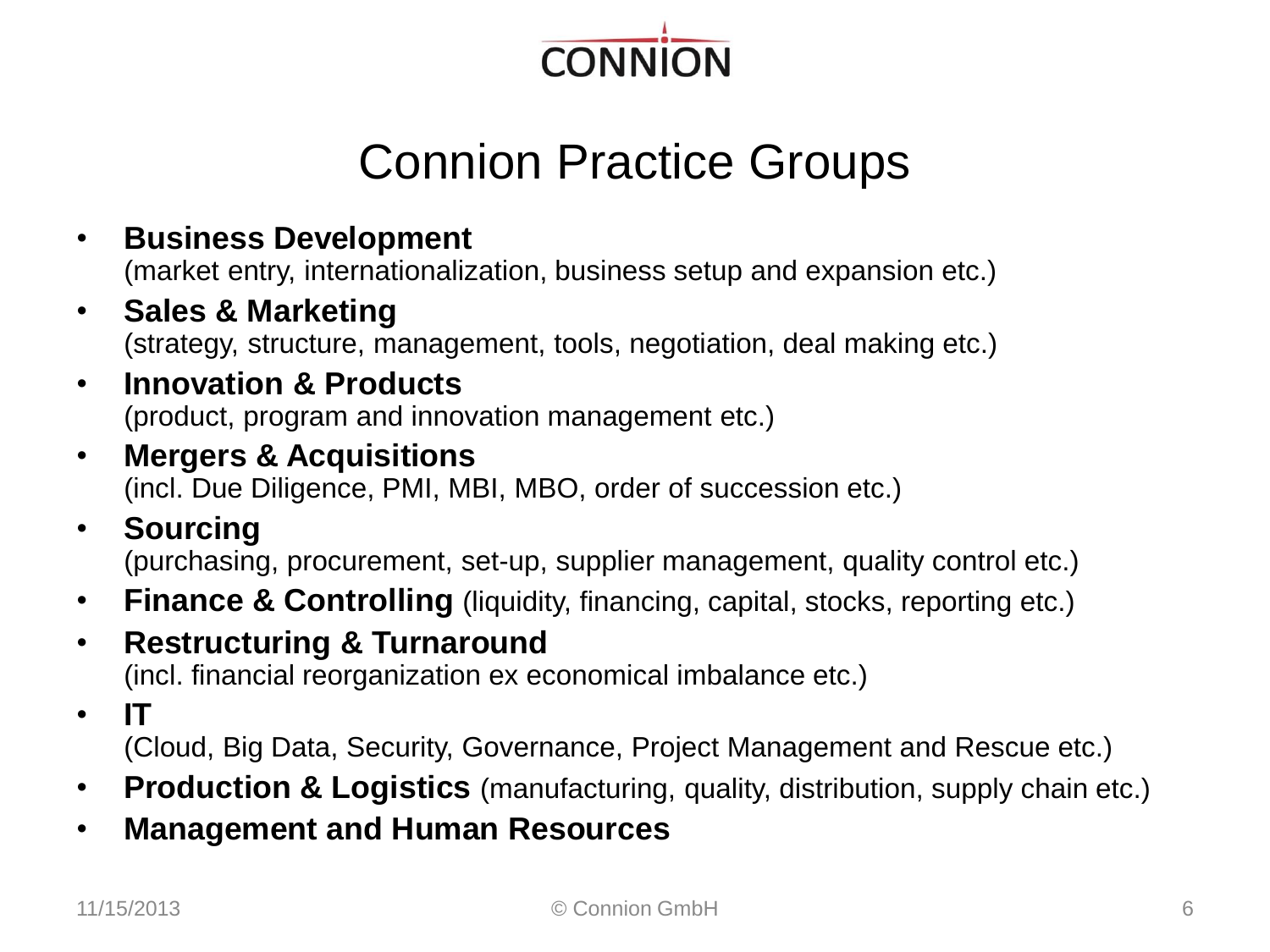# Connion Practice Groups

- **Business Development**
  (market entry, internationalization, business setup and expansion etc.)
- **Sales & Marketing**
  (strategy, structure, management, tools, negotiation, deal making etc.)
- **Innovation & Products**
  (product, program and innovation management etc.)
- **Mergers & Acquisitions**
  (incl. Due Diligence, PMI, MBI, MBO, order of succession etc.)
- **Sourcing**
  (purchasing, procurement, set-up, supplier management, quality control etc.)
- **Finance & Controlling** (liquidity, financing, capital, stocks, reporting etc.)
- **Restructuring & Turnaround**
  (incl. financial reorganization ex economical imbalance etc.)
- **IT**
  (Cloud, Big Data, Security, Governance, Project Management and Rescue etc.)
- **Production & Logistics** (manufacturing, quality, distribution, supply chain etc.)
- **Management and Human Resources**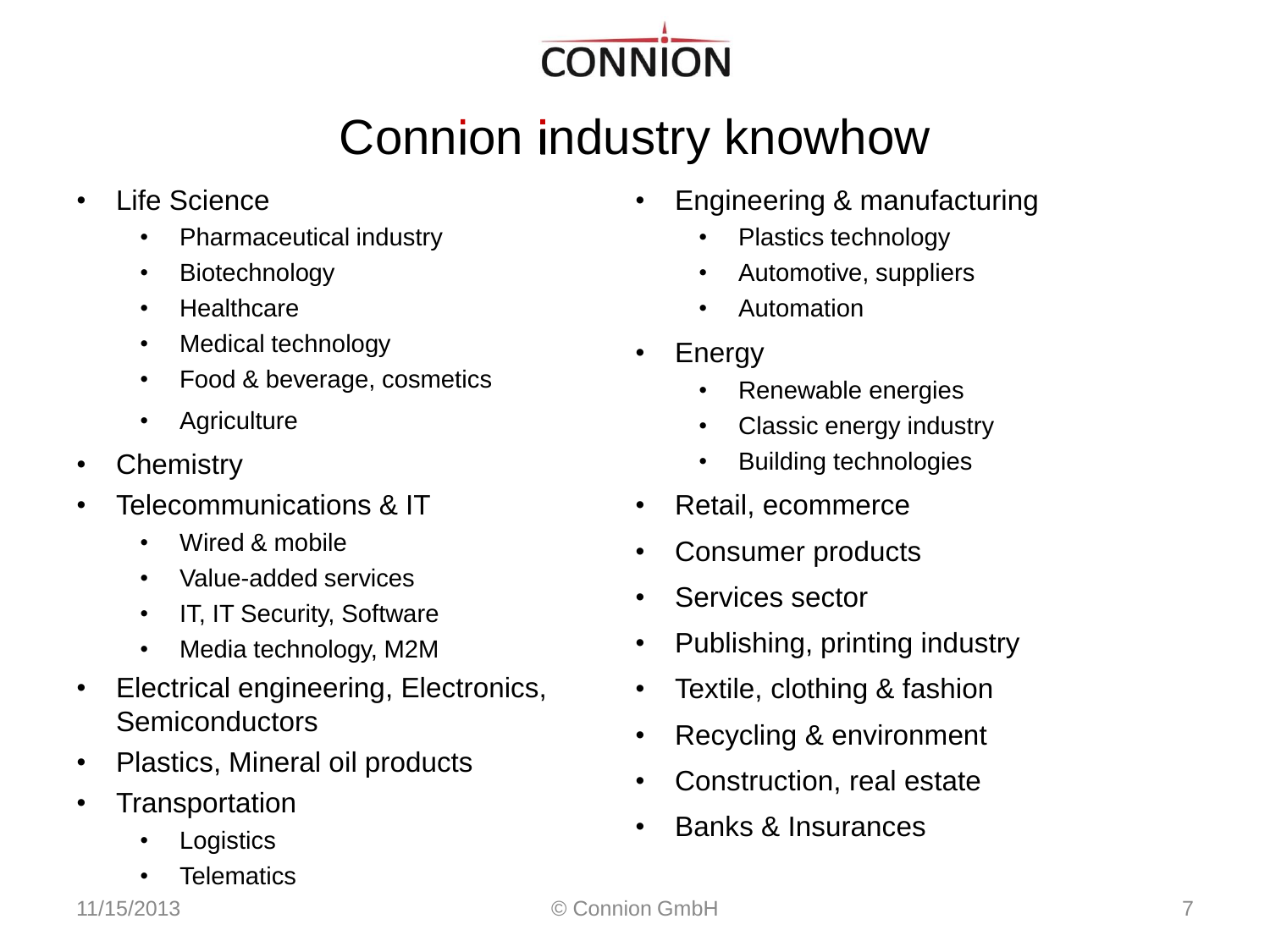# Connion industry knowhow

- Life Science
  - Pharmaceutical industry
  - Biotechnology
  - Healthcare
  - Medical technology
  - Food & beverage, cosmetics
  - Agriculture
- Chemistry
- Telecommunications & IT
  - Wired & mobile
  - Value-added services
  - IT, IT Security, Software
  - Media technology, M2M
- Electrical engineering, Electronics, Semiconductors
- Plastics, Mineral oil products
- Transportation
  - Logistics
  - Telematics
- Engineering & manufacturing
  - Plastics technology
  - Automotive, suppliers
  - Automation
- Energy
  - Renewable energies
  - Classic energy industry
  - Building technologies
- Retail, ecommerce
- Consumer products
- Services sector
- Publishing, printing industry
- Textile, clothing & fashion
- Recycling & environment
- Construction, real estate
- Banks & Insurances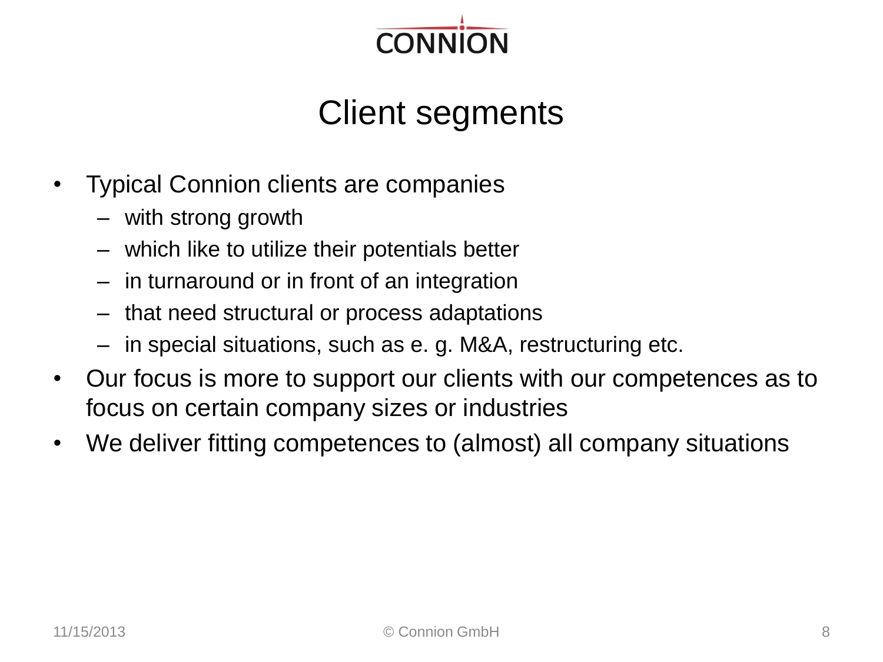# Client segments

- Typical Connion clients are companies
  - with strong growth
  - which like to utilize their potentials better
  - in turnaround or in front of an integration
  - that need structural or process adaptations
  - in special situations, such as e. g. M&A, restructuring etc.
- Our focus is more to support our clients with our competences as to focus on certain company sizes or industries
- We deliver fitting competences to (almost) all company situations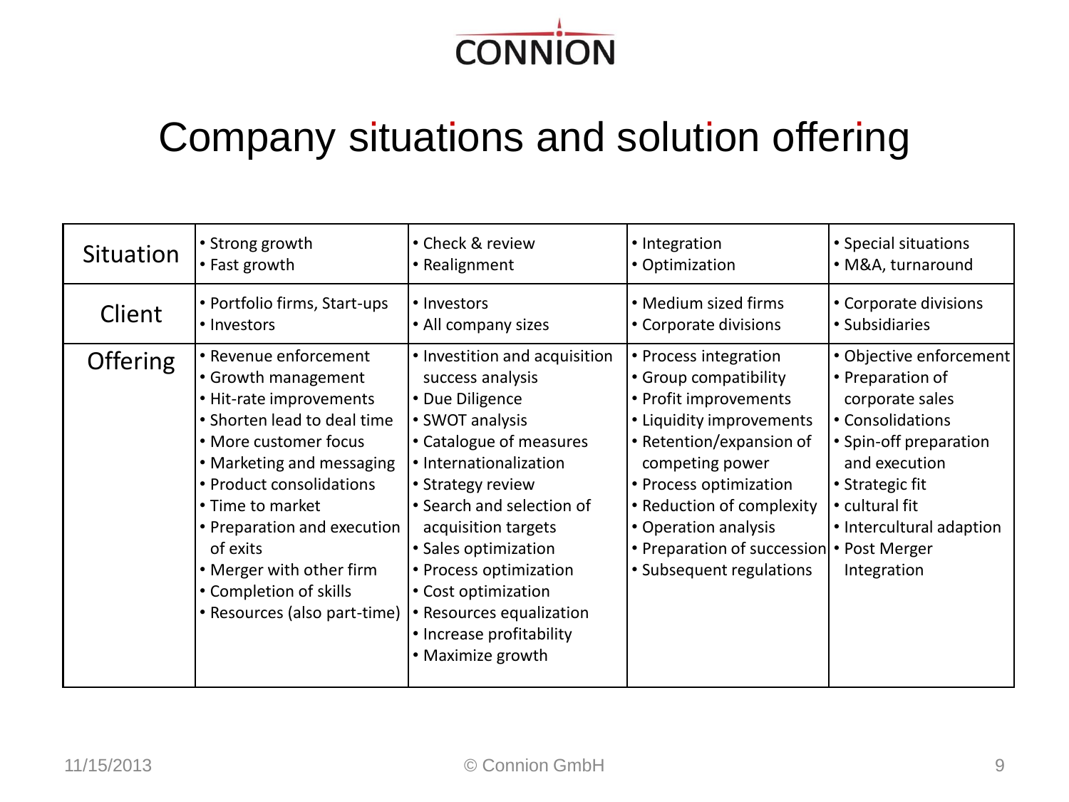CONNION

# Company situations and solution offering

| Situation | • Strong growth<br>• Fast growth | • Check & review<br>• Realignment | • Integration<br>• Optimization | • Special situations<br>• M&A, turnaround |
|---|---|---|---|---|
| Client | • Portfolio firms, Start-ups<br>• Investors | • Investors<br>• All company sizes | • Medium sized firms<br>• Corporate divisions | • Corporate divisions<br>• Subsidiaries |
| Offering | • Revenue enforcement<br>• Growth management<br>• Hit-rate improvements<br>• Shorten lead to deal time<br>• More customer focus<br>• Marketing and messaging<br>• Product consolidations<br>• Time to market<br>• Preparation and execution of exits<br>• Merger with other firm<br>• Completion of skills<br>• Resources (also part-time) | • Investition and acquisition success analysis<br>• Due Diligence<br>• SWOT analysis<br>• Catalogue of measures<br>• Internationalization<br>• Strategy review<br>• Search and selection of acquisition targets<br>• Sales optimization<br>• Process optimization<br>• Cost optimization<br>• Resources equalization<br>• Increase profitability<br>• Maximize growth | • Process integration<br>• Group compatibility<br>• Profit improvements<br>• Liquidity improvements<br>• Retention/expansion of competing power<br>• Process optimization<br>• Reduction of complexity<br>• Operation analysis<br>• Preparation of succession<br>• Subsequent regulations | • Objective enforcement<br>• Preparation of corporate sales<br>• Consolidations<br>• Spin-off preparation and execution<br>• Strategic fit<br>• cultural fit<br>• Intercultural adaption<br>• Post Merger Integration |

11/15/2013 © Connion GmbH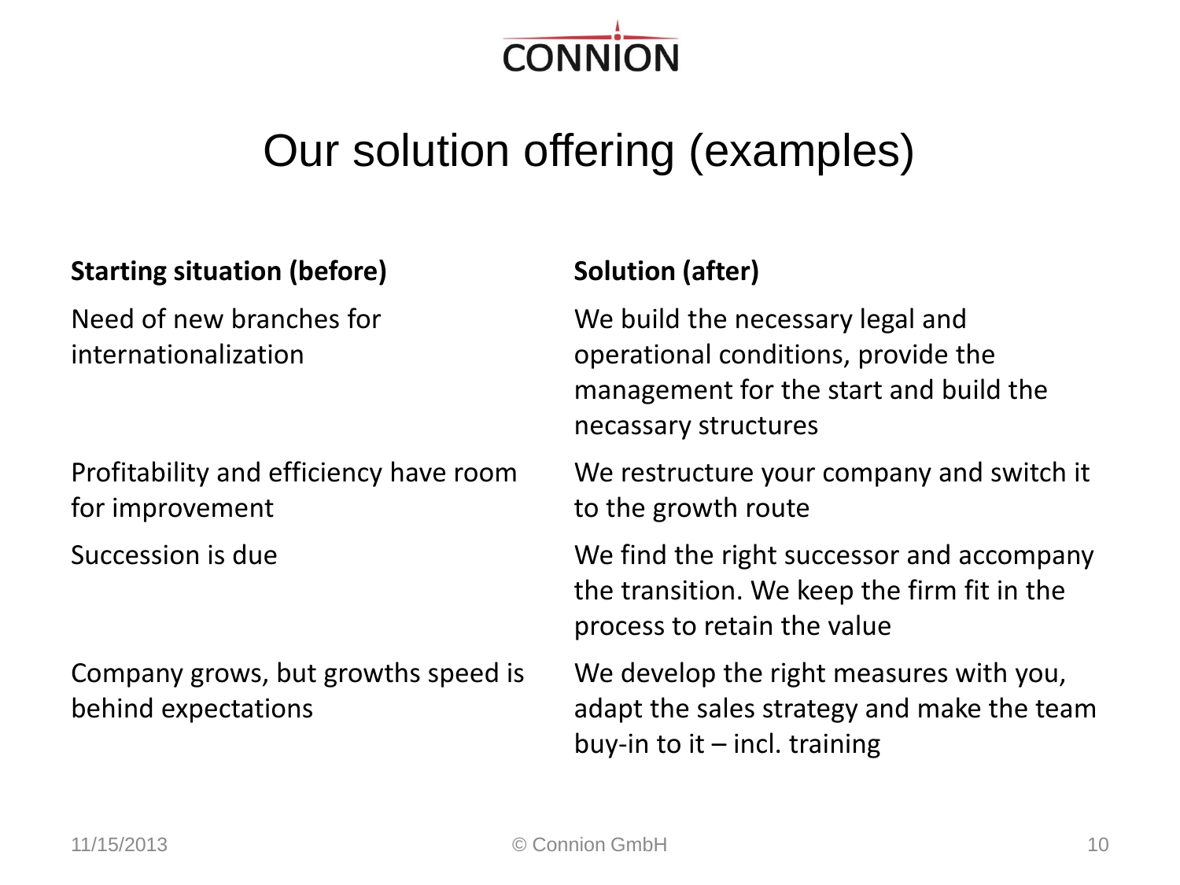CONNION

# Our solution offering (examples)

| Starting situation (before) | Solution (after) |
| --- | --- |
| Need of new branches for internationalization | We build the necessary legal and operational conditions, provide the management for the start and build the necassary structures |
| Profitability and efficiency have room for improvement | We restructure your company and switch it to the growth route |
| Succession is due | We find the right successor and accompany the transition. We keep the firm fit in the process to retain the value |
| Company grows, but growths speed is behind expectations | We develop the right measures with you, adapt the sales strategy and make the team buy-in to it – incl. training |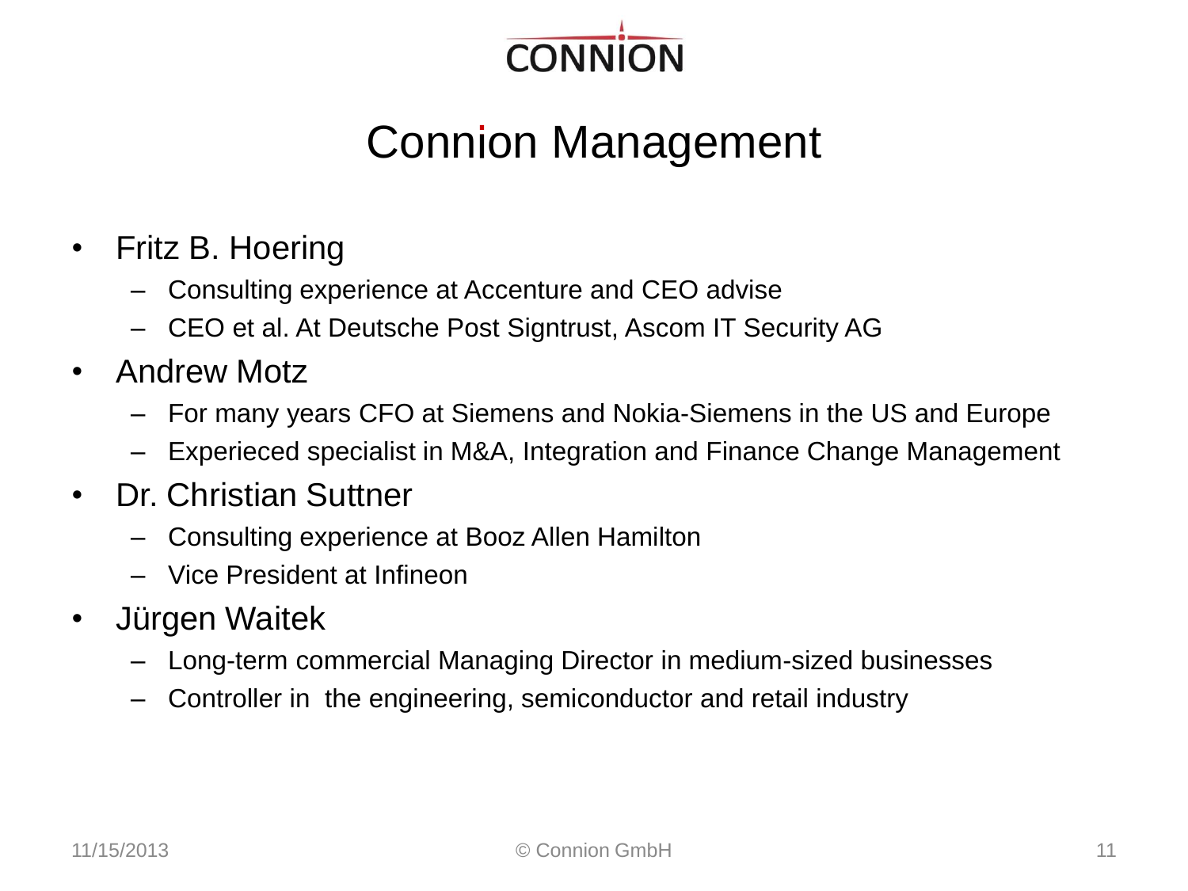# Connion Management

- Fritz B. Hoering
  - Consulting experience at Accenture and CEO advise
  - CEO et al. At Deutsche Post Signtrust, Ascom IT Security AG
- Andrew Motz
  - For many years CFO at Siemens and Nokia-Siemens in the US and Europe
  - Experieced specialist in M&A, Integration and Finance Change Management
- Dr. Christian Suttner
  - Consulting experience at Booz Allen Hamilton
  - Vice President at Infineon
- Jürgen Waitek
  - Long-term commercial Managing Director in medium-sized businesses
  - Controller in the engineering, semiconductor and retail industry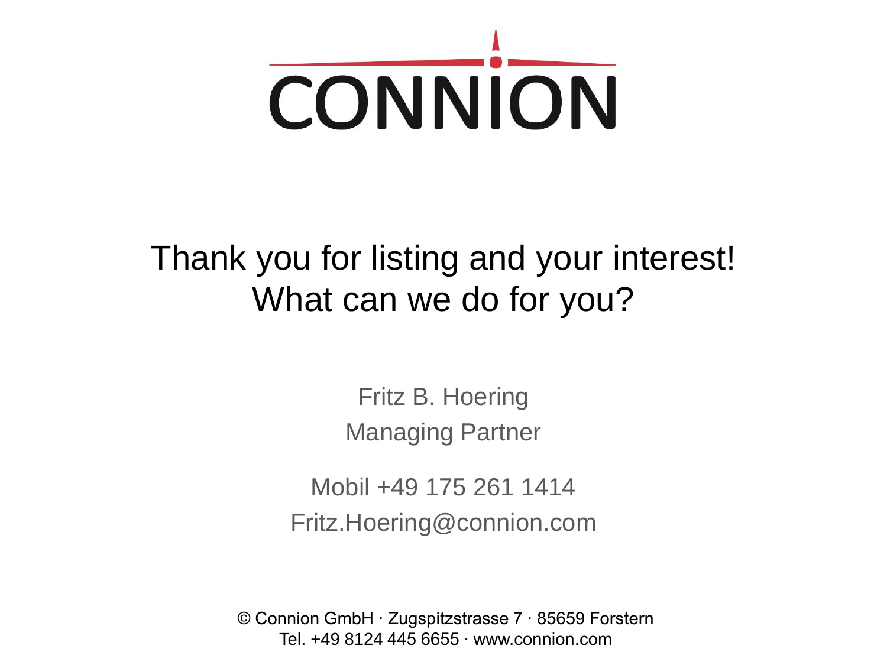CONNION

## Thank you for listing and your interest!
## What can we do for you?

Fritz B. Hoering
Managing Partner

Mobil +49 175 261 1414
Fritz.Hoering@connion.com

© Connion GmbH · Zugspitzstrasse 7 · 85659 Forstern
Tel. +49 8124 445 6655 · www.connion.com